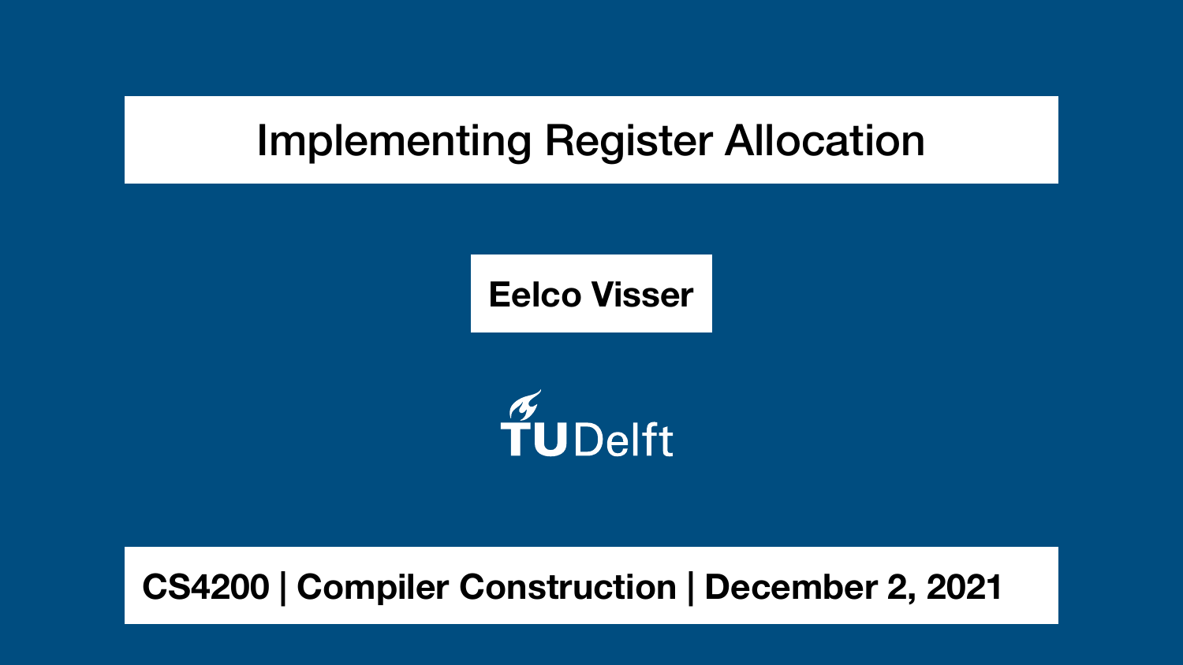# Implementing Register Allocation

**Eelco Visser**

TU Delft

**CS4200 | Compiler Construction | December 2, 2021**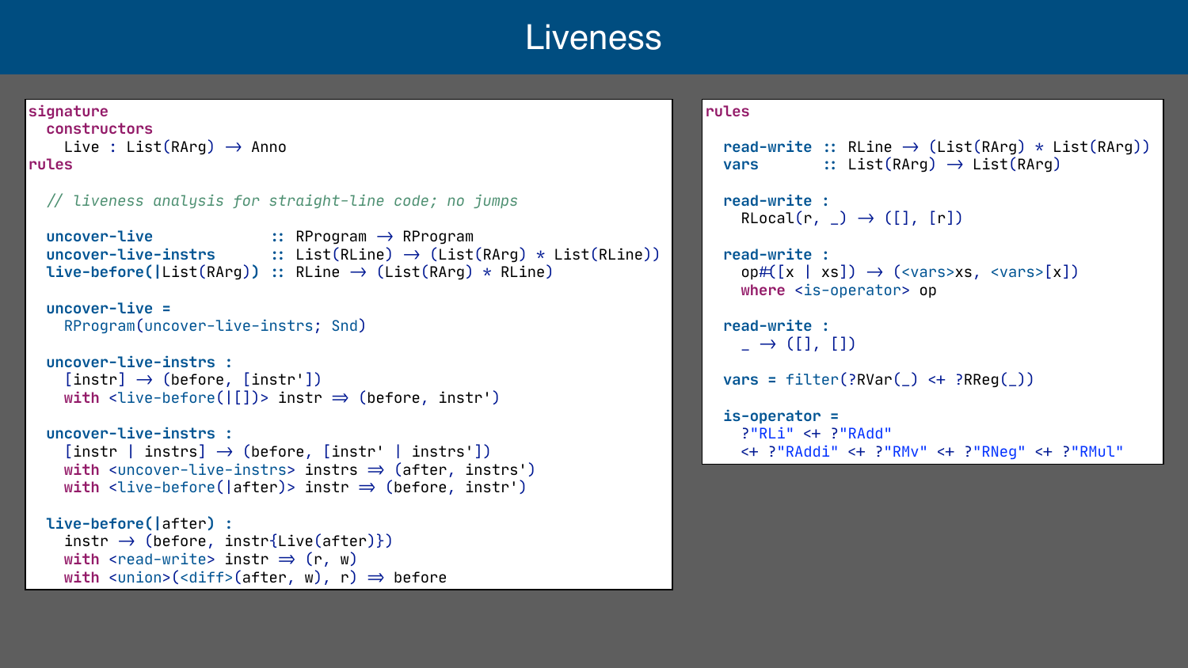# Liveness

```
signature
  constructors
    Live : List(RArg) → Anno
rules

  // liveness analysis for straight-line code; no jumps

  uncover-live              :: RProgram → RProgram
  uncover-live-instrs       :: List(RLine) → (List(RArg) * List(RLine))
  live-before(|List(RArg))  :: RLine → (List(RArg) * RLine)

  uncover-live =
    RProgram(uncover-live-instrs; Snd)

  uncover-live-instrs :
    [instr] → (before, [instr'])
    with <live-before(|[])> instr ⇒ (before, instr')

  uncover-live-instrs :
    [instr | instrs] → (before, [instr' | instrs'])
    with <uncover-live-instrs> instrs ⇒ (after, instrs')
    with <live-before(|after)> instr ⇒ (before, instr')

  live-before(|after) :
    instr → (before, instr{Live(after)})
    with <read-write> instr ⇒ (r, w)
    with <union>(<diff>(after, w), r) ⇒ before
```

```
rules

  read-write :: RLine → (List(RArg) * List(RArg))
  vars       :: List(RArg) → List(RArg)

  read-write :
    RLocal(r, _) → ([], [r])

  read-write :
    op#([x | xs]) → (<vars>xs, <vars>[x])
    where <is-operator> op

  read-write :
    _ → ([], [])

  vars = filter(?RVar(_) <+ ?RReg(_))

  is-operator =
    ?"RLi" <+ ?"RAdd"
    <+ ?"RAddi" <+ ?"RMv" <+ ?"RNeg" <+ ?"RMul"
```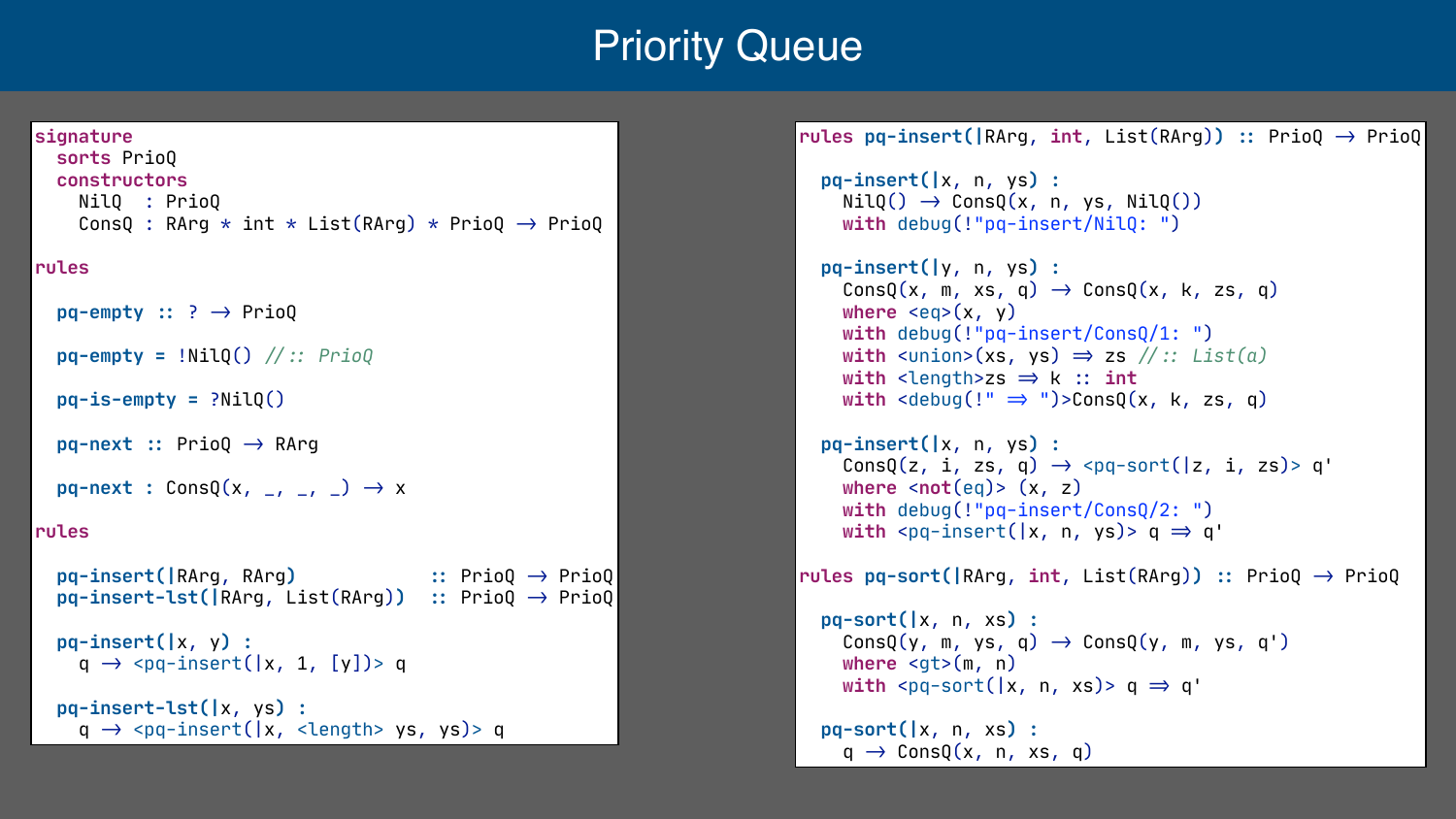# Priority Queue

```
signature
  sorts PrioQ
  constructors
    NilQ  : PrioQ
    ConsQ : RArg * int * List(RArg) * PrioQ → PrioQ

rules

  pq-empty :: ? → PrioQ

  pq-empty = !NilQ() // :: PrioQ

  pq-is-empty = ?NilQ()

  pq-next :: PrioQ → RArg

  pq-next : ConsQ(x, _, _, _) → x

rules

  pq-insert(|RArg, RArg)             :: PrioQ → PrioQ
  pq-insert-lst(|RArg, List(RArg))   :: PrioQ → PrioQ

  pq-insert(|x, y) :
    q → <pq-insert(|x, 1, [y])> q

  pq-insert-lst(|x, ys) :
    q → <pq-insert(|x, <length> ys, ys)> q
```

```
rules pq-insert(|RArg, int, List(RArg)) :: PrioQ → PrioQ

  pq-insert(|x, n, ys) :
    NilQ() → ConsQ(x, n, ys, NilQ())
    with debug(!"pq-insert/NilQ: ")

  pq-insert(|y, n, ys) :
    ConsQ(x, m, xs, q) → ConsQ(x, k, zs, q)
    where <eq>(x, y)
    with debug(!"pq-insert/ConsQ/1: ")
    with <union>(xs, ys) ⇒ zs // :: List(a)
    with <length>zs ⇒ k :: int
    with <debug(!" ⇒ ")>ConsQ(x, k, zs, q)

  pq-insert(|x, n, ys) :
    ConsQ(z, i, zs, q) → <pq-sort(|z, i, zs)> q'
    where <not(eq)> (x, z)
    with debug(!"pq-insert/ConsQ/2: ")
    with <pq-insert(|x, n, ys)> q ⇒ q'

rules pq-sort(|RArg, int, List(RArg)) :: PrioQ → PrioQ

  pq-sort(|x, n, xs) :
    ConsQ(y, m, ys, q) → ConsQ(y, m, ys, q')
    where <gt>(m, n)
    with <pq-sort(|x, n, xs)> q ⇒ q'

  pq-sort(|x, n, xs) :
    q → ConsQ(x, n, xs, q)
```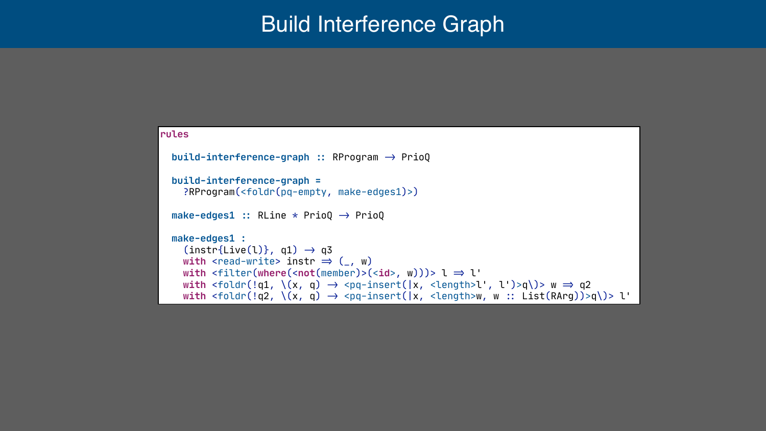# Build Interference Graph

```
rules

  build-interference-graph :: RProgram → PrioQ

  build-interference-graph =
    ?RProgram(<foldr(pq-empty, make-edges1)>)

  make-edges1 :: RLine * PrioQ → PrioQ

  make-edges1 :
    (instr{Live(l)}, q1) → q3
    with <read-write> instr ⇒ (_, w)
    with <filter(where(<not(member)>(<id>, w)))> l ⇒ l'
    with <foldr(!q1, \(x, q) → <pq-insert(|x, <length>l', l')>q\)> w ⇒ q2
    with <foldr(!q2, \(x, q) → <pq-insert(|x, <length>w, w :: List(RArg))>q\)> l'
```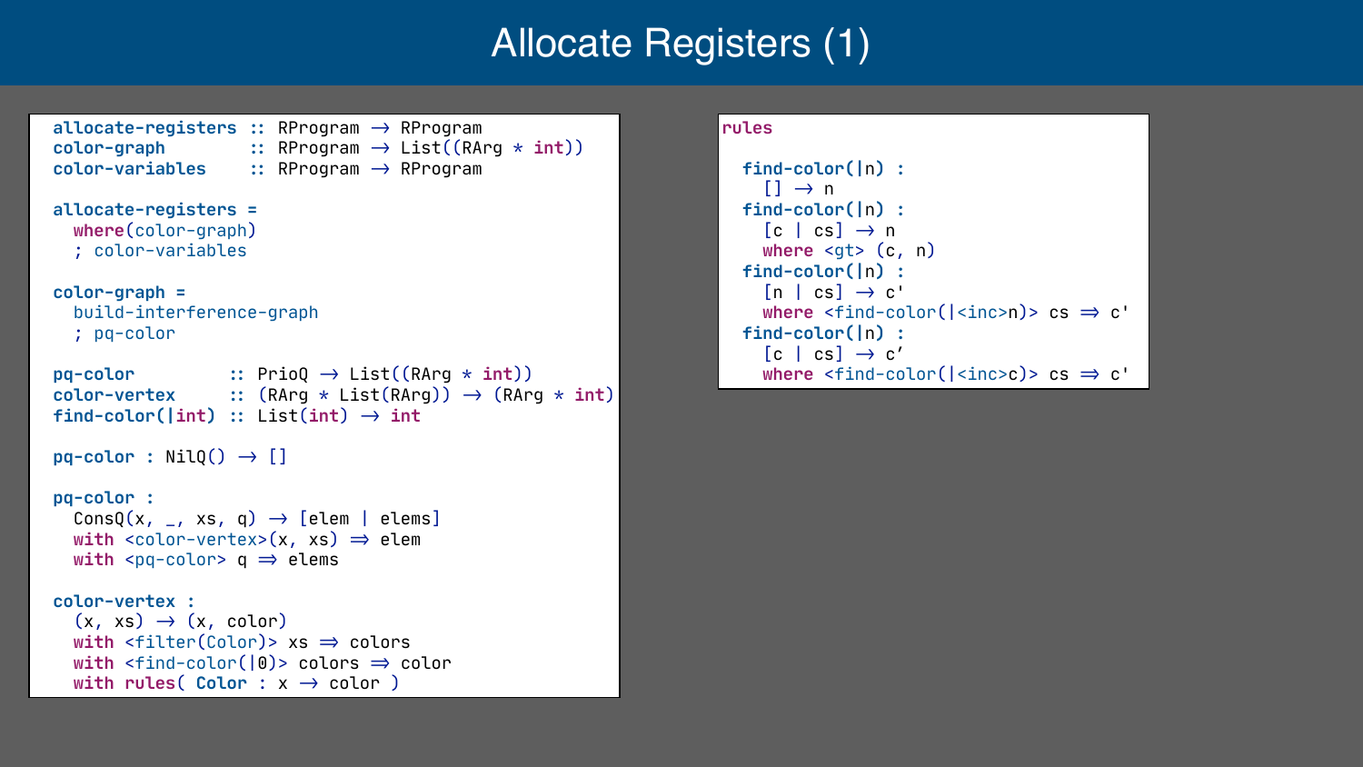# Allocate Registers (1)

```
allocate-registers :: RProgram → RProgram
color-graph        :: RProgram → List((RArg * int))
color-variables    :: RProgram → RProgram

allocate-registers =
  where(color-graph)
  ; color-variables

color-graph =
  build-interference-graph
  ; pq-color

pq-color          :: PrioQ → List((RArg * int))
color-vertex      :: (RArg * List(RArg)) → (RArg * int)
find-color(|int)  :: List(int) → int

pq-color : NilQ() → []

pq-color :
  ConsQ(x, _, xs, q) → [elem | elems]
  with <color-vertex>(x, xs) ⇒ elem
  with <pq-color> q ⇒ elems

color-vertex :
  (x, xs) → (x, color)
  with <filter(Color)> xs ⇒ colors
  with <find-color(|0)> colors ⇒ color
  with rules( Color : x → color )
```

```
rules

  find-color(|n) :
    [] → n
  find-color(|n) :
    [c | cs] → n
    where <gt> (c, n)
  find-color(|n) :
    [n | cs] → c'
    where <find-color(|<inc>n)> cs ⇒ c'
  find-color(|n) :
    [c | cs] → c'
    where <find-color(|<inc>c)> cs ⇒ c'
```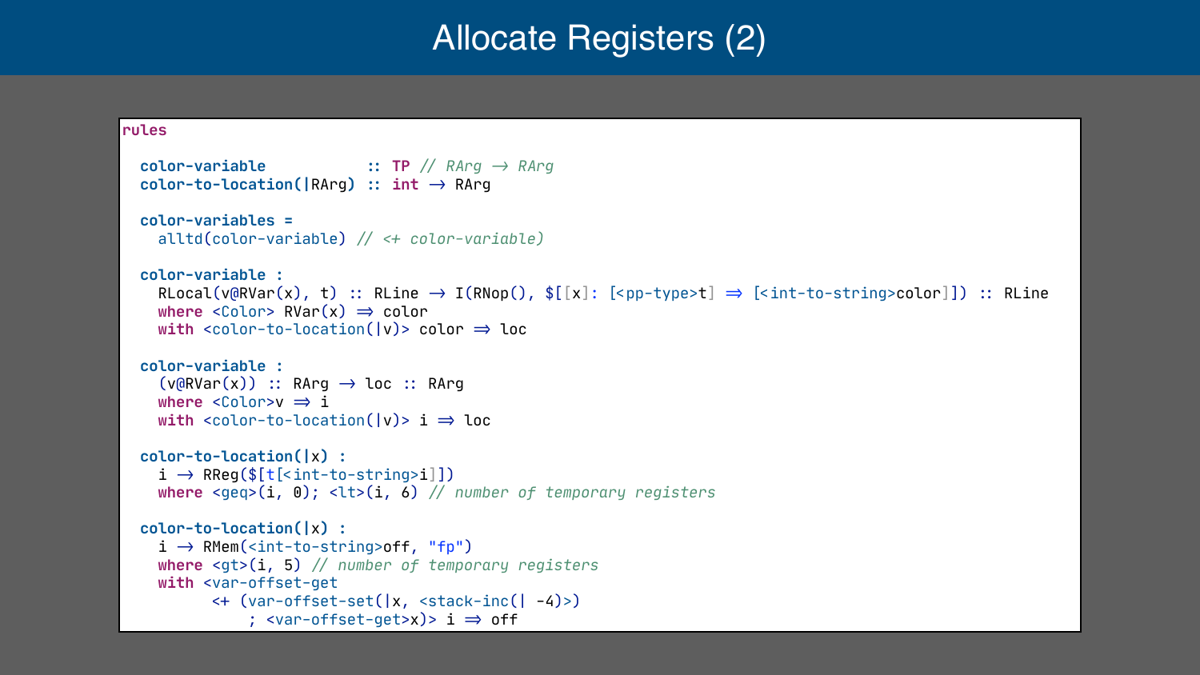# Allocate Registers (2)

```
rules

  color-variable           :: TP // RArg → RArg
  color-to-location(|RArg) :: int → RArg

  color-variables =
    alltd(color-variable) // <+ color-variable)

  color-variable :
    RLocal(v@RVar(x), t) :: RLine → I(RNop(), $[[x]: [<pp-type>t] ⇒ [<int-to-string>color]]) :: RLine
    where <Color> RVar(x) ⇒ color
    with <color-to-location(|v)> color ⇒ loc

  color-variable :
    (v@RVar(x)) :: RArg → loc :: RArg
    where <Color>v ⇒ i
    with <color-to-location(|v)> i ⇒ loc

  color-to-location(|x) :
    i → RReg($[t[<int-to-string>i]])
    where <geq>(i, 0); <lt>(i, 6) // number of temporary registers

  color-to-location(|x) :
    i → RMem(<int-to-string>off, "fp")
    where <gt>(i, 5) // number of temporary registers
    with <var-offset-get
          <+ (var-offset-set(|x, <stack-inc(| -4)>)
             ; <var-offset-get>x)> i ⇒ off
```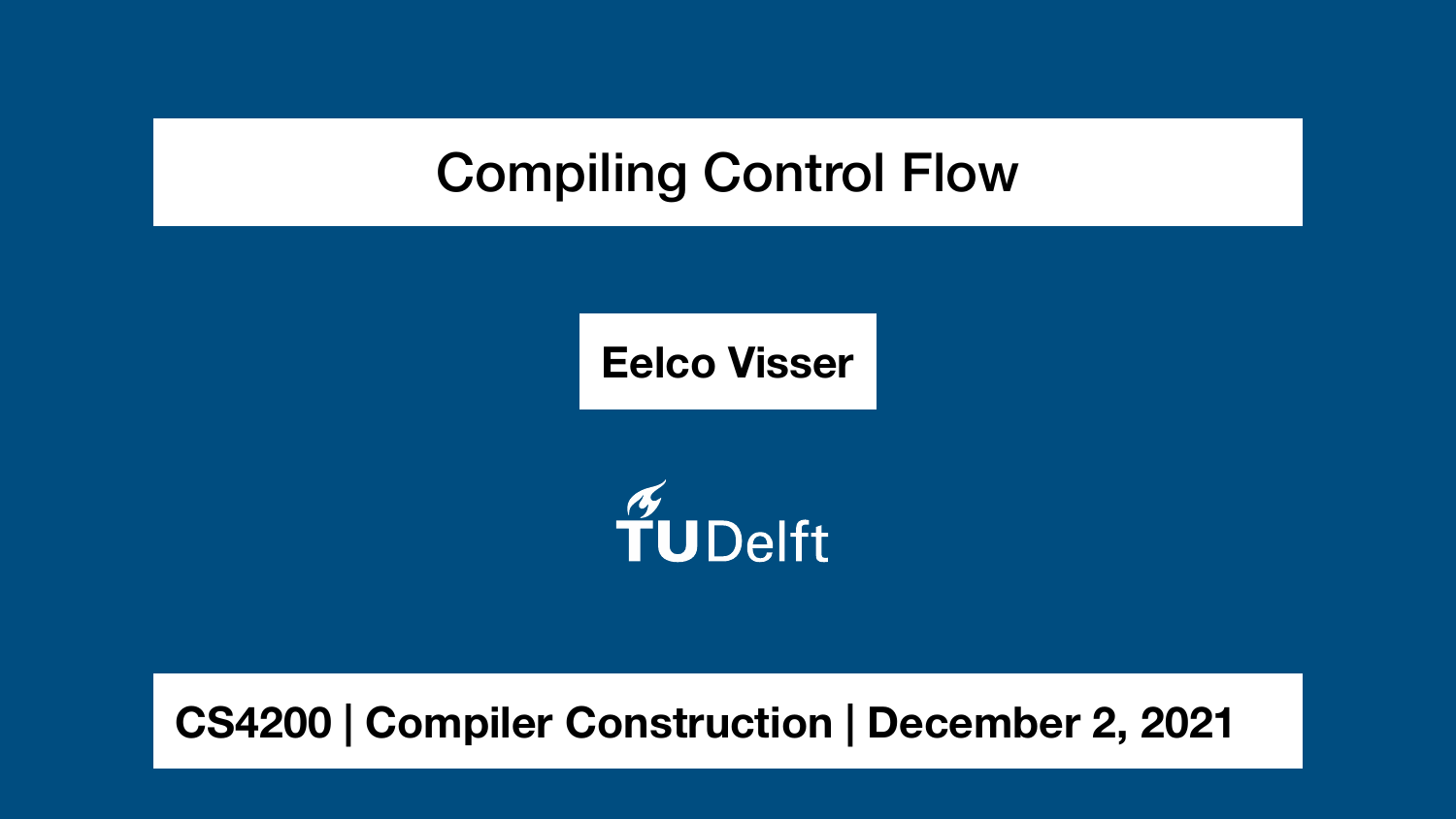# Compiling Control Flow

**Eelco Visser**

TU Delft

**CS4200 | Compiler Construction | December 2, 2021**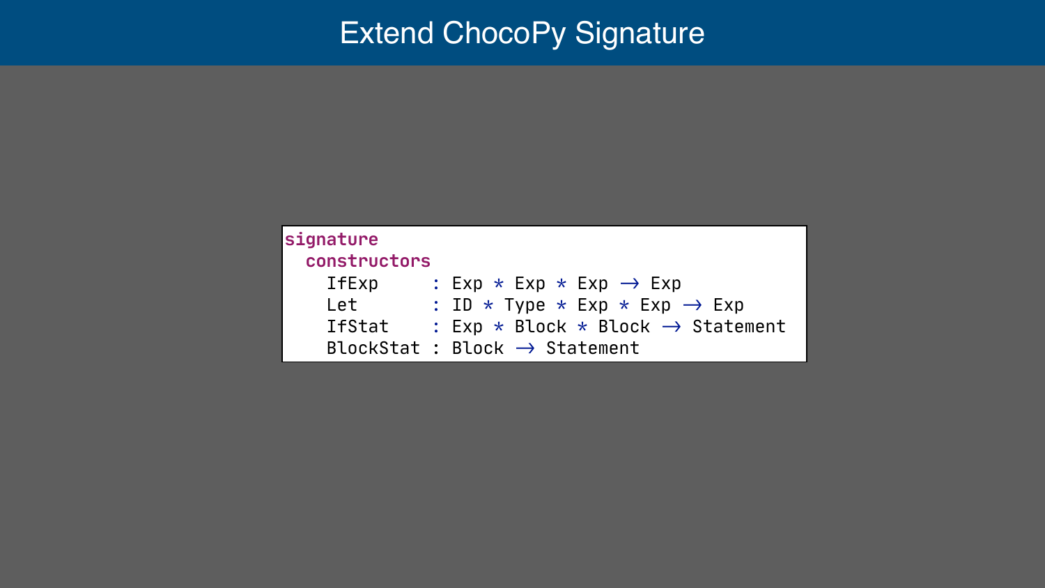# Extend ChocoPy Signature

```
signature
  constructors
    IfExp     : Exp * Exp * Exp → Exp
    Let       : ID * Type * Exp * Exp → Exp
    IfStat    : Exp * Block * Block → Statement
    BlockStat : Block → Statement
```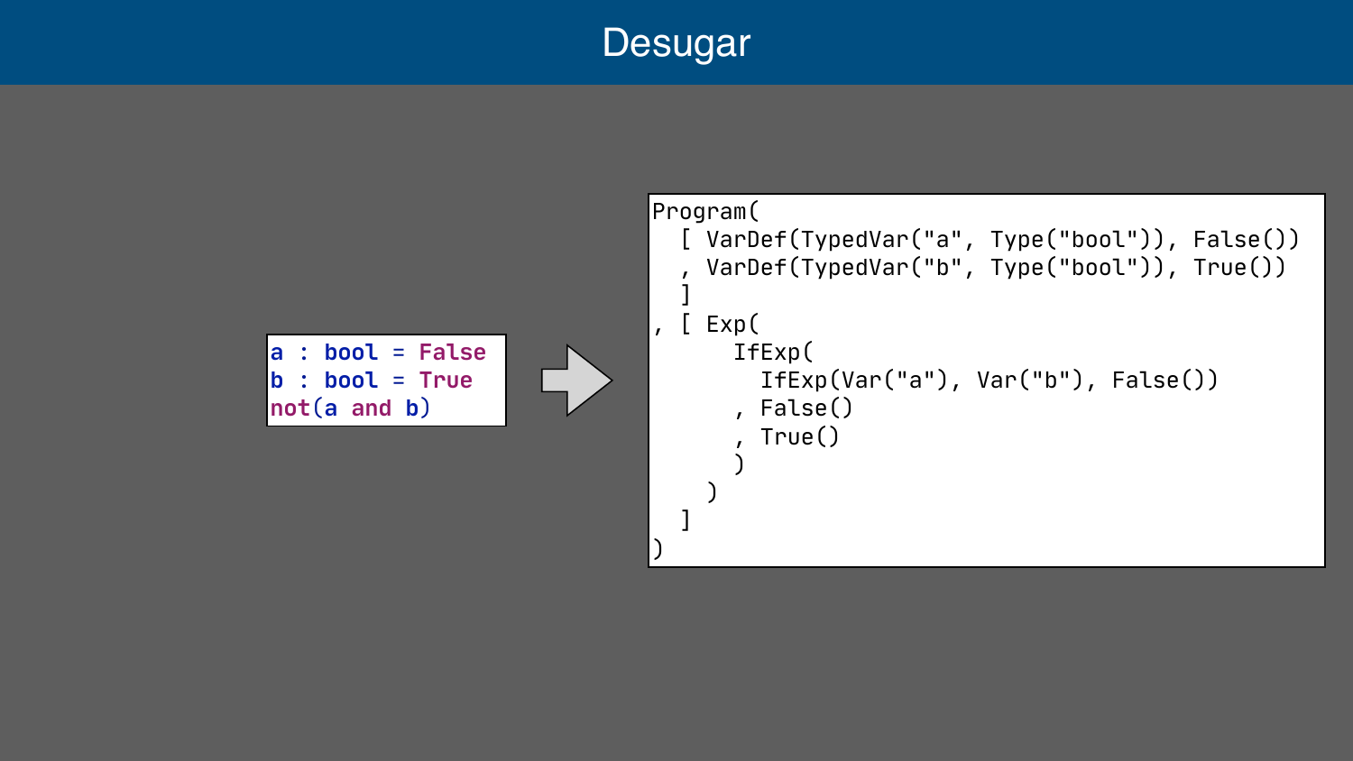# Desugar

```
a : bool = False
b : bool = True
not(a and b)
```

⇒

```
Program(
  [ VarDef(TypedVar("a", Type("bool")), False())
  , VarDef(TypedVar("b", Type("bool")), True())
  ]
, [ Exp(
      IfExp(
        IfExp(Var("a"), Var("b"), False())
      , False()
      , True()
      )
    )
  ]
)
```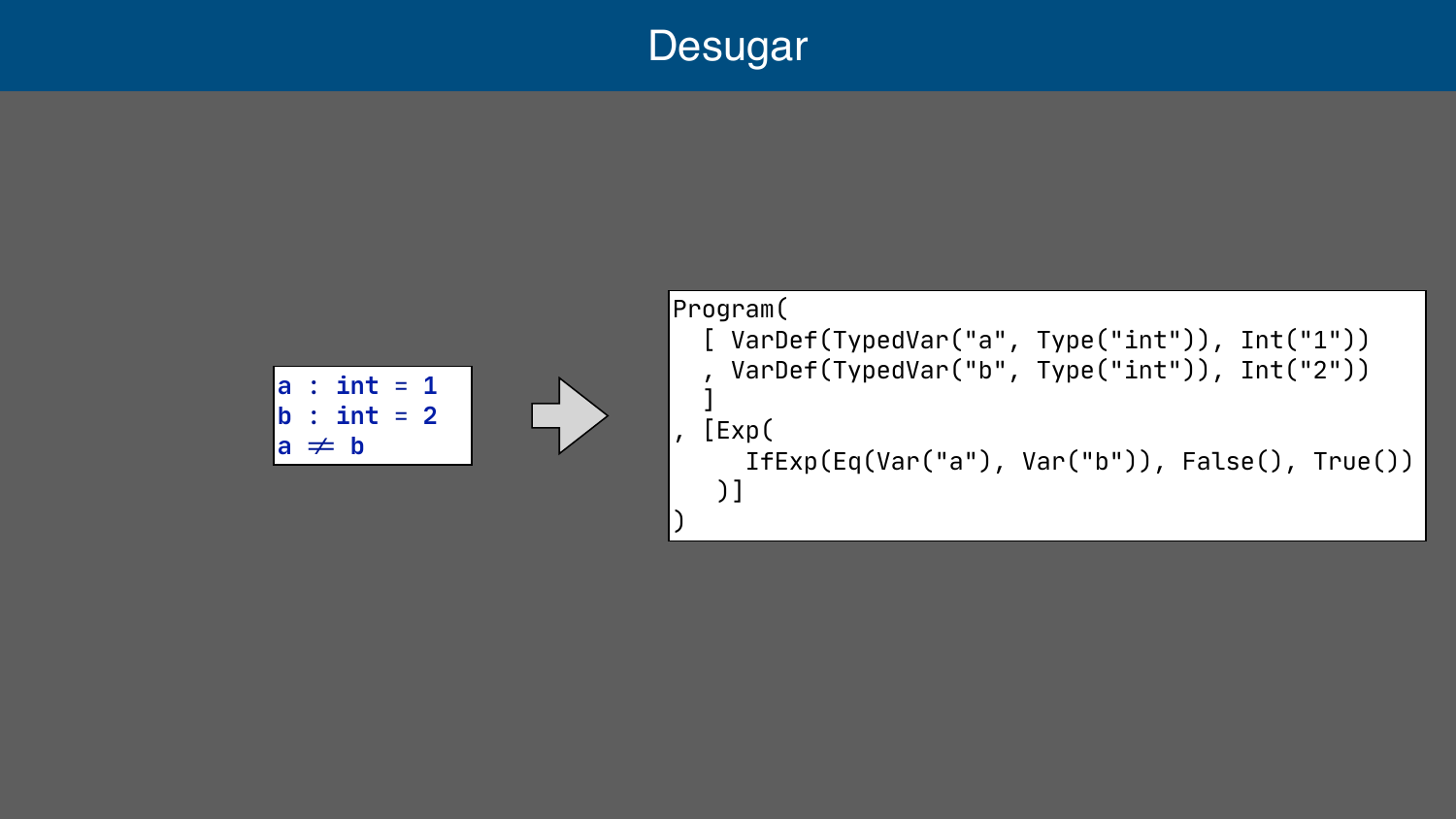# Desugar

```
a : int = 1
b : int = 2
a ≠ b
```

⇒

```
Program(
  [ VarDef(TypedVar("a", Type("int")), Int("1"))
  , VarDef(TypedVar("b", Type("int")), Int("2"))
  ]
, [Exp(
     IfExp(Eq(Var("a"), Var("b")), False(), True())
   )]
)
```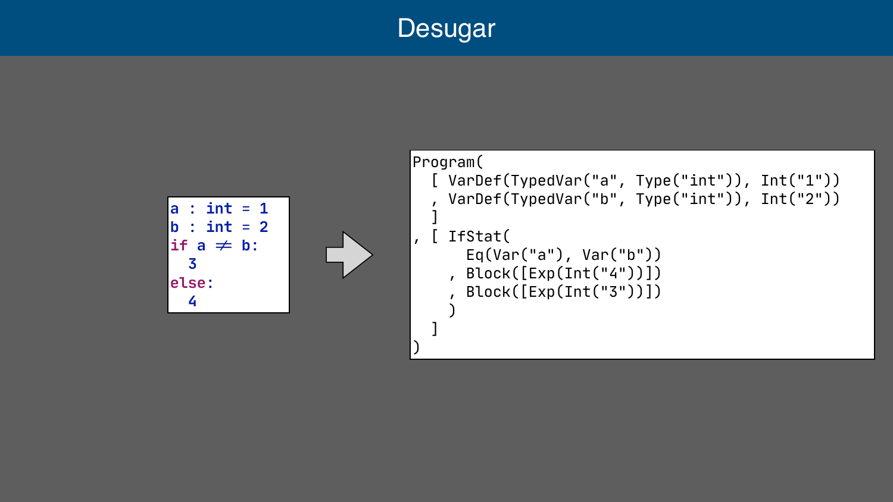# Desugar

```
a : int = 1
b : int = 2
if a ≠ b:
  3
else:
  4
```

```
Program(
  [ VarDef(TypedVar("a", Type("int")), Int("1"))
  , VarDef(TypedVar("b", Type("int")), Int("2"))
  ]
, [ IfStat(
      Eq(Var("a"), Var("b"))
    , Block([Exp(Int("4"))])
    , Block([Exp(Int("3"))])
    )
  ]
)
```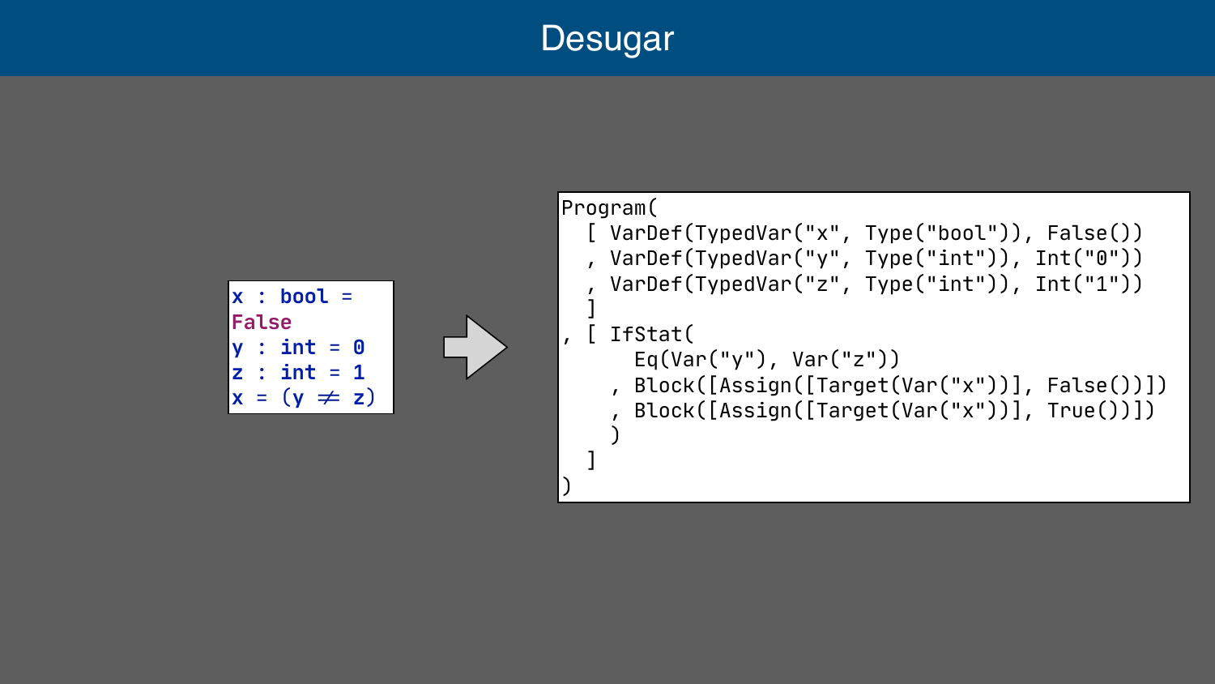# Desugar

```
x : bool = False
y : int = 0
z : int = 1
x = (y ≠ z)
```

```
Program(
  [ VarDef(TypedVar("x", Type("bool")), False())
  , VarDef(TypedVar("y", Type("int")), Int("0"))
  , VarDef(TypedVar("z", Type("int")), Int("1"))
  ]
, [ IfStat(
      Eq(Var("y"), Var("z"))
    , Block([Assign([Target(Var("x"))], False())])
    , Block([Assign([Target(Var("x"))], True())])
    )
  ]
)
```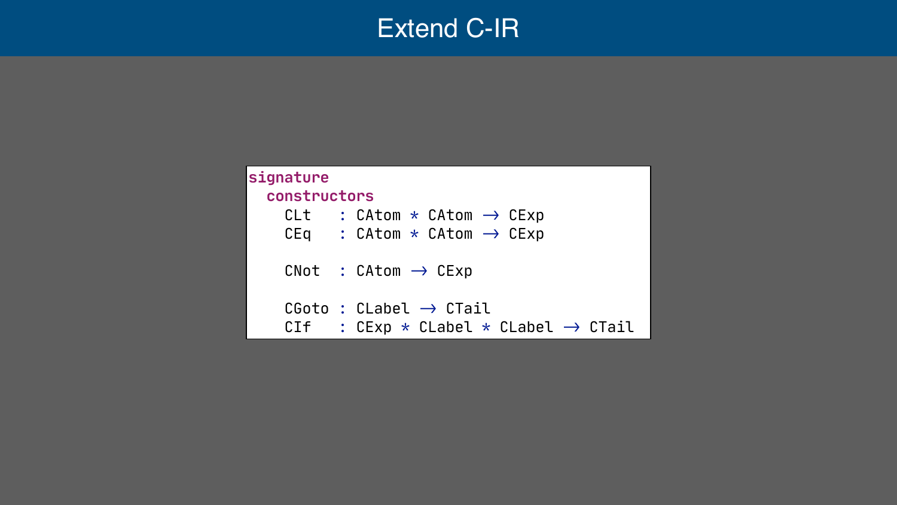# Extend C-IR

```
signature
  constructors
    CLt   : CAtom * CAtom → CExp
    CEq   : CAtom * CAtom → CExp

    CNot  : CAtom → CExp

    CGoto : CLabel → CTail
    CIf   : CExp * CLabel * CLabel → CTail
```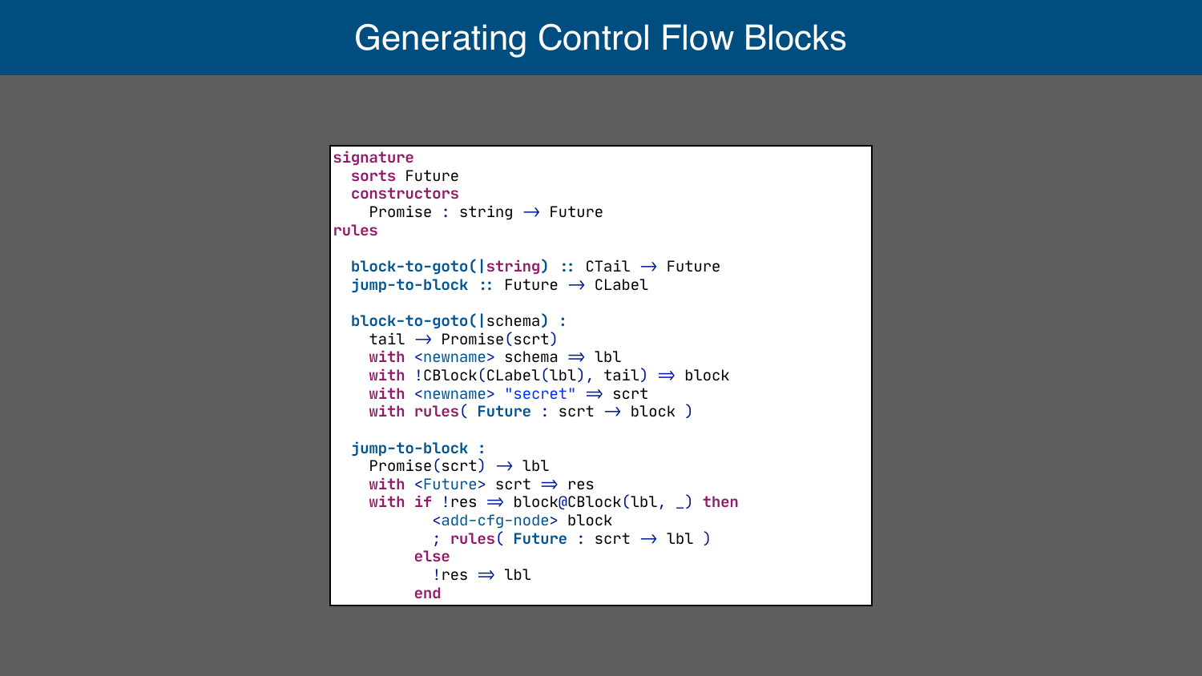# Generating Control Flow Blocks

```
signature
  sorts Future
  constructors
    Promise : string → Future
rules

  block-to-goto(|string) :: CTail → Future
  jump-to-block :: Future → CLabel

  block-to-goto(|schema) :
    tail → Promise(scrt)
    with <newname> schema ⇒ lbl
    with !CBlock(CLabel(lbl), tail) ⇒ block
    with <newname> "secret" ⇒ scrt
    with rules( Future : scrt → block )

  jump-to-block :
    Promise(scrt) → lbl
    with <Future> scrt ⇒ res
    with if !res ⇒ block@CBlock(lbl, _) then
           <add-cfg-node> block
           ; rules( Future : scrt → lbl )
         else
           !res ⇒ lbl
         end
```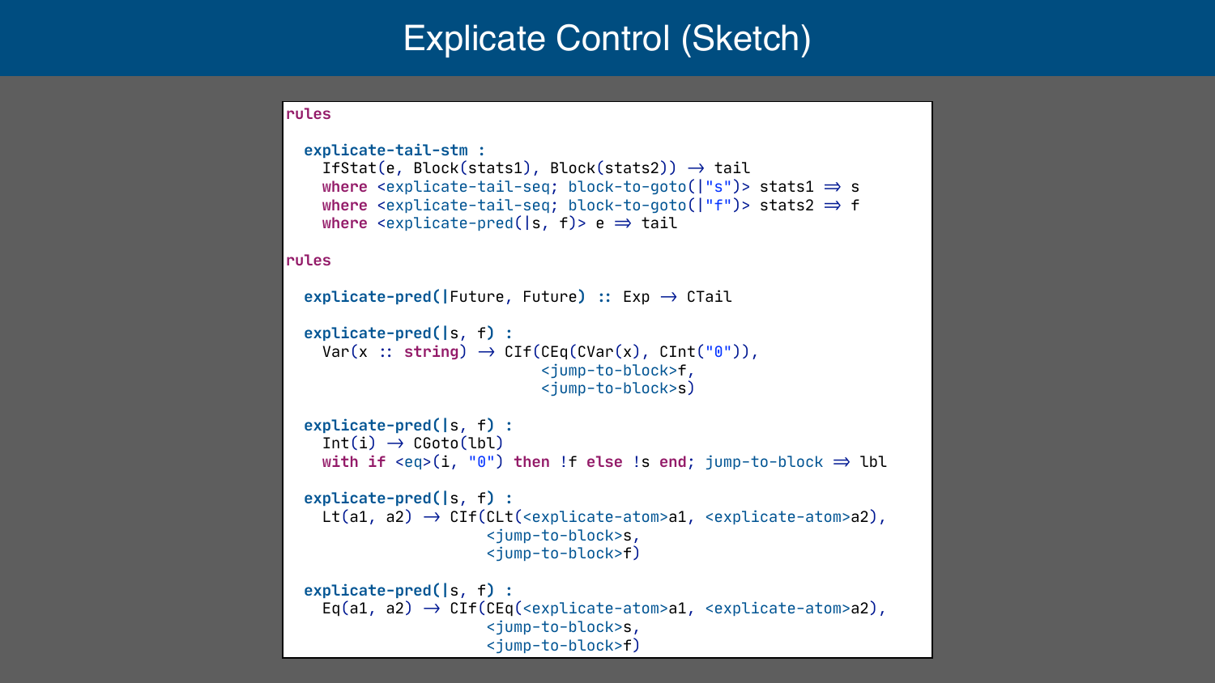# Explicate Control (Sketch)

```
rules

  explicate-tail-stm :
    IfStat(e, Block(stats1), Block(stats2)) → tail
    where <explicate-tail-seq; block-to-goto(|"s")> stats1 ⇒ s
    where <explicate-tail-seq; block-to-goto(|"f")> stats2 ⇒ f
    where <explicate-pred(|s, f)> e ⇒ tail

rules

  explicate-pred(|Future, Future) :: Exp → CTail

  explicate-pred(|s, f) :
    Var(x :: string) → CIf(CEq(CVar(x), CInt("0")),
                           <jump-to-block>f,
                           <jump-to-block>s)

  explicate-pred(|s, f) :
    Int(i) → CGoto(lbl)
    with if <eq>(i, "0") then !f else !s end; jump-to-block ⇒ lbl

  explicate-pred(|s, f) :
    Lt(a1, a2) → CIf(CLt(<explicate-atom>a1, <explicate-atom>a2),
                     <jump-to-block>s,
                     <jump-to-block>f)

  explicate-pred(|s, f) :
    Eq(a1, a2) → CIf(CEq(<explicate-atom>a1, <explicate-atom>a2),
                     <jump-to-block>s,
                     <jump-to-block>f)
```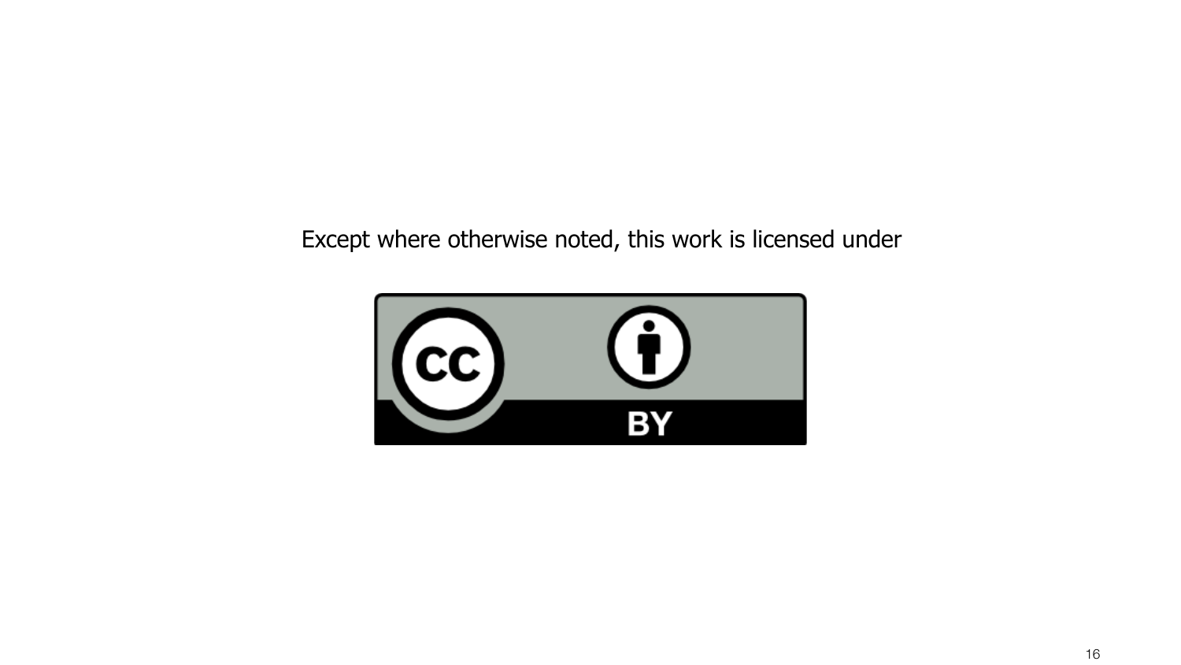Except where otherwise noted, this work is licensed under

CC BY